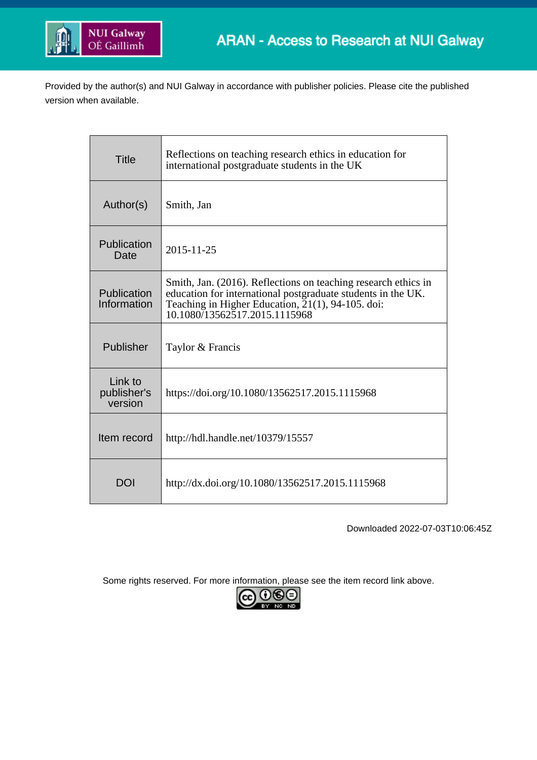ARAN - Access to Research at NUI Galway

Provided by the author(s) and NUI Galway in accordance with publisher policies. Please cite the published version when available.

| Title | Reflections on teaching research ethics in education for international postgraduate students in the UK |
|---|---|
| Author(s) | Smith, Jan |
| Publication Date | 2015-11-25 |
| Publication Information | Smith, Jan. (2016). Reflections on teaching research ethics in education for international postgraduate students in the UK. Teaching in Higher Education, 21(1), 94-105. doi: 10.1080/13562517.2015.1115968 |
| Publisher | Taylor & Francis |
| Link to publisher's version | https://doi.org/10.1080/13562517.2015.1115968 |
| Item record | http://hdl.handle.net/10379/15557 |
| DOI | http://dx.doi.org/10.1080/13562517.2015.1115968 |

Downloaded 2022-07-03T10:06:45Z

Some rights reserved. For more information, please see the item record link above.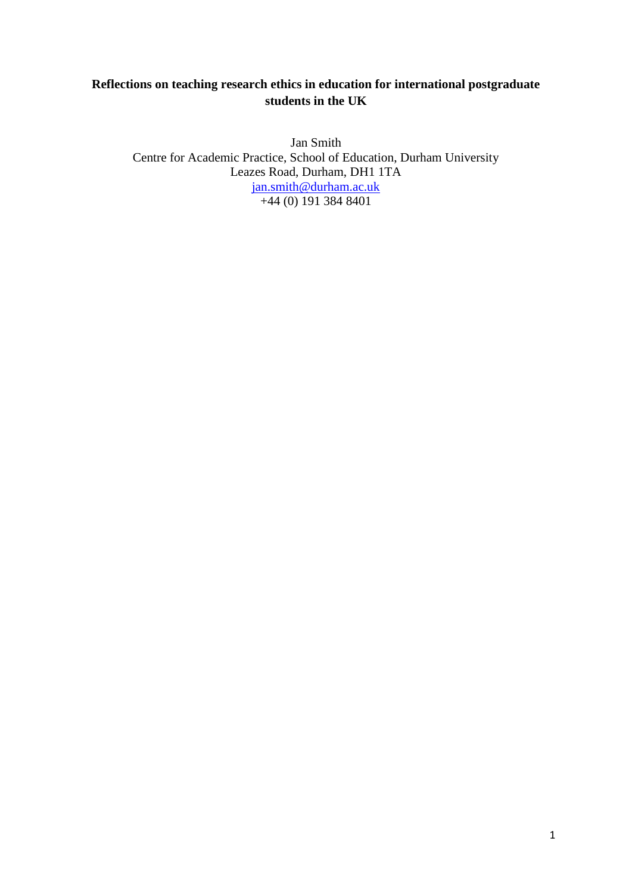**Reflections on teaching research ethics in education for international postgraduate students in the UK**

Jan Smith
Centre for Academic Practice, School of Education, Durham University
Leazes Road, Durham, DH1 1TA
jan.smith@durham.ac.uk
+44 (0) 191 384 8401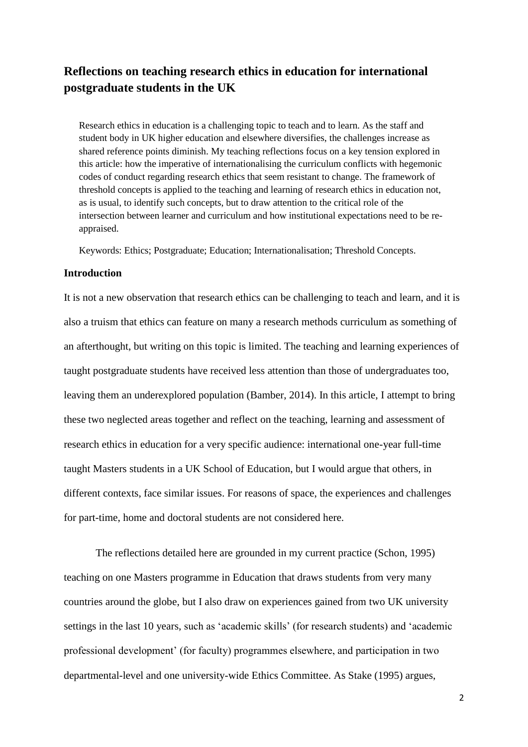## Reflections on teaching research ethics in education for international postgraduate students in the UK

> Research ethics in education is a challenging topic to teach and to learn. As the staff and student body in UK higher education and elsewhere diversifies, the challenges increase as shared reference points diminish. My teaching reflections focus on a key tension explored in this article: how the imperative of internationalising the curriculum conflicts with hegemonic codes of conduct regarding research ethics that seem resistant to change. The framework of threshold concepts is applied to the teaching and learning of research ethics in education not, as is usual, to identify such concepts, but to draw attention to the critical role of the intersection between learner and curriculum and how institutional expectations need to be re-appraised.
>
> Keywords: Ethics; Postgraduate; Education; Internationalisation; Threshold Concepts.

### Introduction

It is not a new observation that research ethics can be challenging to teach and learn, and it is also a truism that ethics can feature on many a research methods curriculum as something of an afterthought, but writing on this topic is limited. The teaching and learning experiences of taught postgraduate students have received less attention than those of undergraduates too, leaving them an underexplored population (Bamber, 2014). In this article, I attempt to bring these two neglected areas together and reflect on the teaching, learning and assessment of research ethics in education for a very specific audience: international one-year full-time taught Masters students in a UK School of Education, but I would argue that others, in different contexts, face similar issues. For reasons of space, the experiences and challenges for part-time, home and doctoral students are not considered here.

The reflections detailed here are grounded in my current practice (Schon, 1995) teaching on one Masters programme in Education that draws students from very many countries around the globe, but I also draw on experiences gained from two UK university settings in the last 10 years, such as 'academic skills' (for research students) and 'academic professional development' (for faculty) programmes elsewhere, and participation in two departmental-level and one university-wide Ethics Committee. As Stake (1995) argues,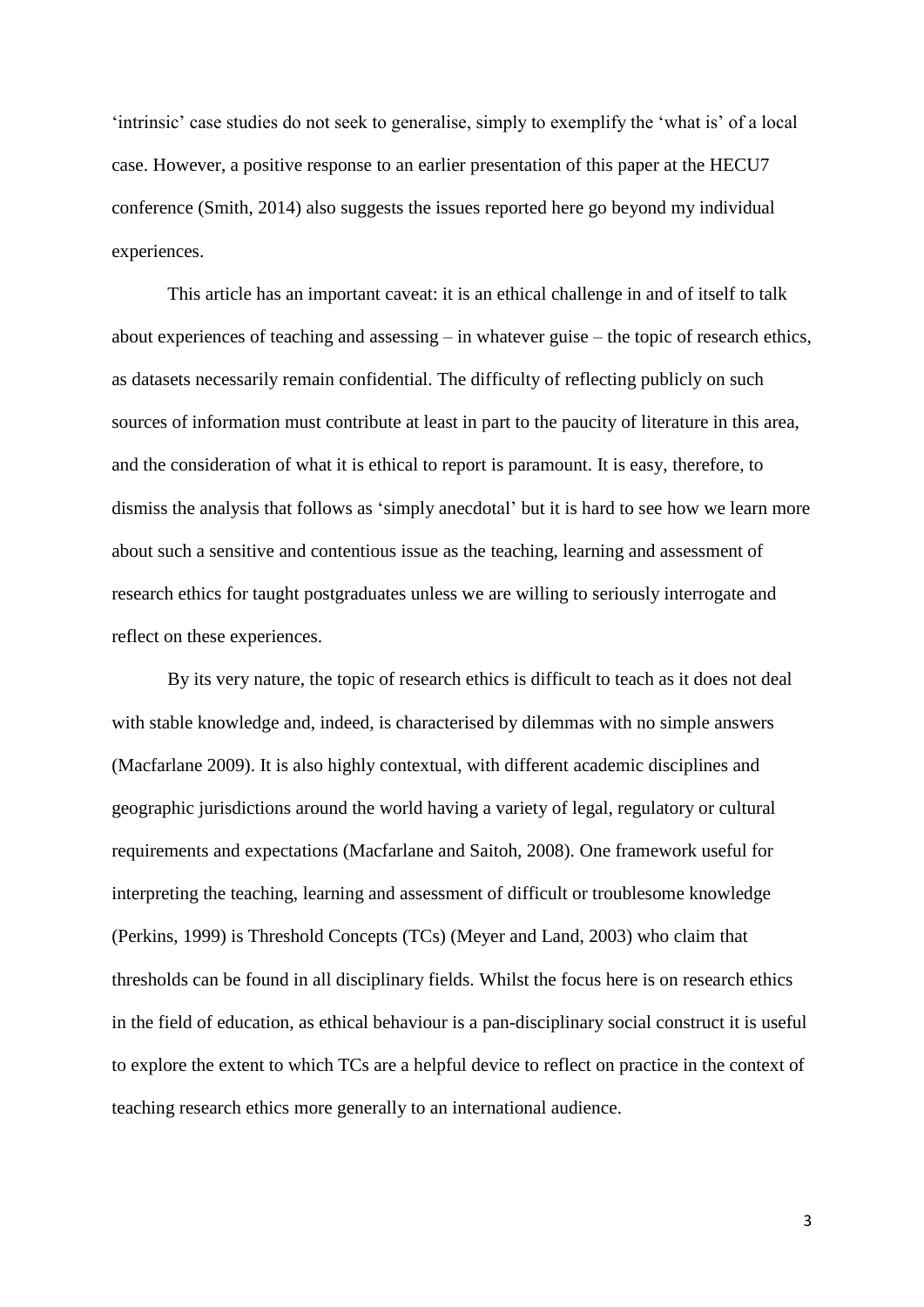'intrinsic' case studies do not seek to generalise, simply to exemplify the 'what is' of a local case. However, a positive response to an earlier presentation of this paper at the HECU7 conference (Smith, 2014) also suggests the issues reported here go beyond my individual experiences.

This article has an important caveat: it is an ethical challenge in and of itself to talk about experiences of teaching and assessing – in whatever guise – the topic of research ethics, as datasets necessarily remain confidential. The difficulty of reflecting publicly on such sources of information must contribute at least in part to the paucity of literature in this area, and the consideration of what it is ethical to report is paramount. It is easy, therefore, to dismiss the analysis that follows as 'simply anecdotal' but it is hard to see how we learn more about such a sensitive and contentious issue as the teaching, learning and assessment of research ethics for taught postgraduates unless we are willing to seriously interrogate and reflect on these experiences.

By its very nature, the topic of research ethics is difficult to teach as it does not deal with stable knowledge and, indeed, is characterised by dilemmas with no simple answers (Macfarlane 2009). It is also highly contextual, with different academic disciplines and geographic jurisdictions around the world having a variety of legal, regulatory or cultural requirements and expectations (Macfarlane and Saitoh, 2008). One framework useful for interpreting the teaching, learning and assessment of difficult or troublesome knowledge (Perkins, 1999) is Threshold Concepts (TCs) (Meyer and Land, 2003) who claim that thresholds can be found in all disciplinary fields. Whilst the focus here is on research ethics in the field of education, as ethical behaviour is a pan-disciplinary social construct it is useful to explore the extent to which TCs are a helpful device to reflect on practice in the context of teaching research ethics more generally to an international audience.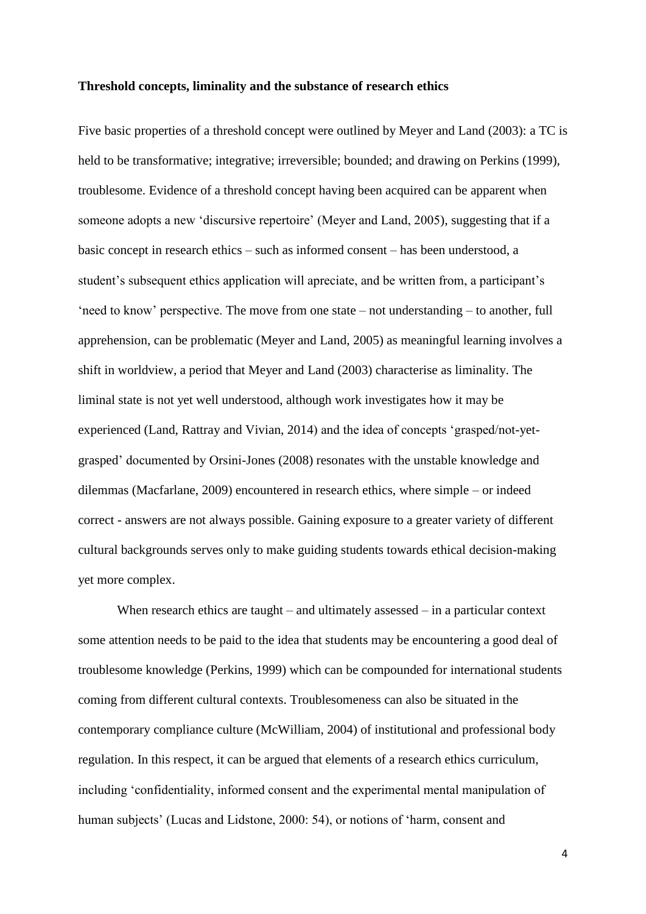**Threshold concepts, liminality and the substance of research ethics**

Five basic properties of a threshold concept were outlined by Meyer and Land (2003): a TC is held to be transformative; integrative; irreversible; bounded; and drawing on Perkins (1999), troublesome. Evidence of a threshold concept having been acquired can be apparent when someone adopts a new 'discursive repertoire' (Meyer and Land, 2005), suggesting that if a basic concept in research ethics – such as informed consent – has been understood, a student's subsequent ethics application will apreciate, and be written from, a participant's 'need to know' perspective. The move from one state – not understanding – to another, full apprehension, can be problematic (Meyer and Land, 2005) as meaningful learning involves a shift in worldview, a period that Meyer and Land (2003) characterise as liminality. The liminal state is not yet well understood, although work investigates how it may be experienced (Land, Rattray and Vivian, 2014) and the idea of concepts 'grasped/not-yet-grasped' documented by Orsini-Jones (2008) resonates with the unstable knowledge and dilemmas (Macfarlane, 2009) encountered in research ethics, where simple – or indeed correct - answers are not always possible. Gaining exposure to a greater variety of different cultural backgrounds serves only to make guiding students towards ethical decision-making yet more complex.

When research ethics are taught – and ultimately assessed – in a particular context some attention needs to be paid to the idea that students may be encountering a good deal of troublesome knowledge (Perkins, 1999) which can be compounded for international students coming from different cultural contexts. Troublesomeness can also be situated in the contemporary compliance culture (McWilliam, 2004) of institutional and professional body regulation. In this respect, it can be argued that elements of a research ethics curriculum, including 'confidentiality, informed consent and the experimental mental manipulation of human subjects' (Lucas and Lidstone, 2000: 54), or notions of 'harm, consent and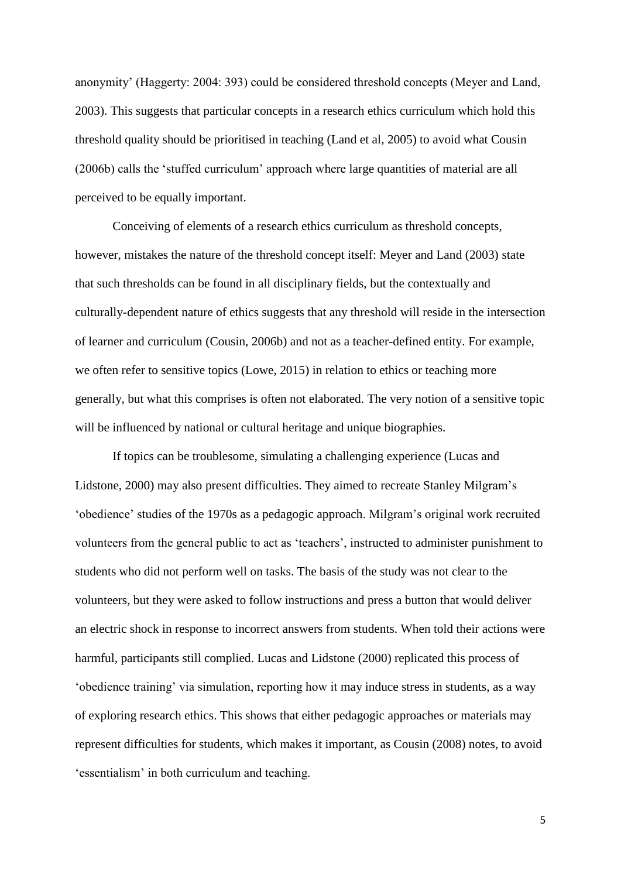anonymity' (Haggerty: 2004: 393) could be considered threshold concepts (Meyer and Land, 2003). This suggests that particular concepts in a research ethics curriculum which hold this threshold quality should be prioritised in teaching (Land et al, 2005) to avoid what Cousin (2006b) calls the 'stuffed curriculum' approach where large quantities of material are all perceived to be equally important.

Conceiving of elements of a research ethics curriculum as threshold concepts, however, mistakes the nature of the threshold concept itself: Meyer and Land (2003) state that such thresholds can be found in all disciplinary fields, but the contextually and culturally-dependent nature of ethics suggests that any threshold will reside in the intersection of learner and curriculum (Cousin, 2006b) and not as a teacher-defined entity. For example, we often refer to sensitive topics (Lowe, 2015) in relation to ethics or teaching more generally, but what this comprises is often not elaborated. The very notion of a sensitive topic will be influenced by national or cultural heritage and unique biographies.

If topics can be troublesome, simulating a challenging experience (Lucas and Lidstone, 2000) may also present difficulties. They aimed to recreate Stanley Milgram's 'obedience' studies of the 1970s as a pedagogic approach. Milgram's original work recruited volunteers from the general public to act as 'teachers', instructed to administer punishment to students who did not perform well on tasks. The basis of the study was not clear to the volunteers, but they were asked to follow instructions and press a button that would deliver an electric shock in response to incorrect answers from students. When told their actions were harmful, participants still complied. Lucas and Lidstone (2000) replicated this process of 'obedience training' via simulation, reporting how it may induce stress in students, as a way of exploring research ethics. This shows that either pedagogic approaches or materials may represent difficulties for students, which makes it important, as Cousin (2008) notes, to avoid 'essentialism' in both curriculum and teaching.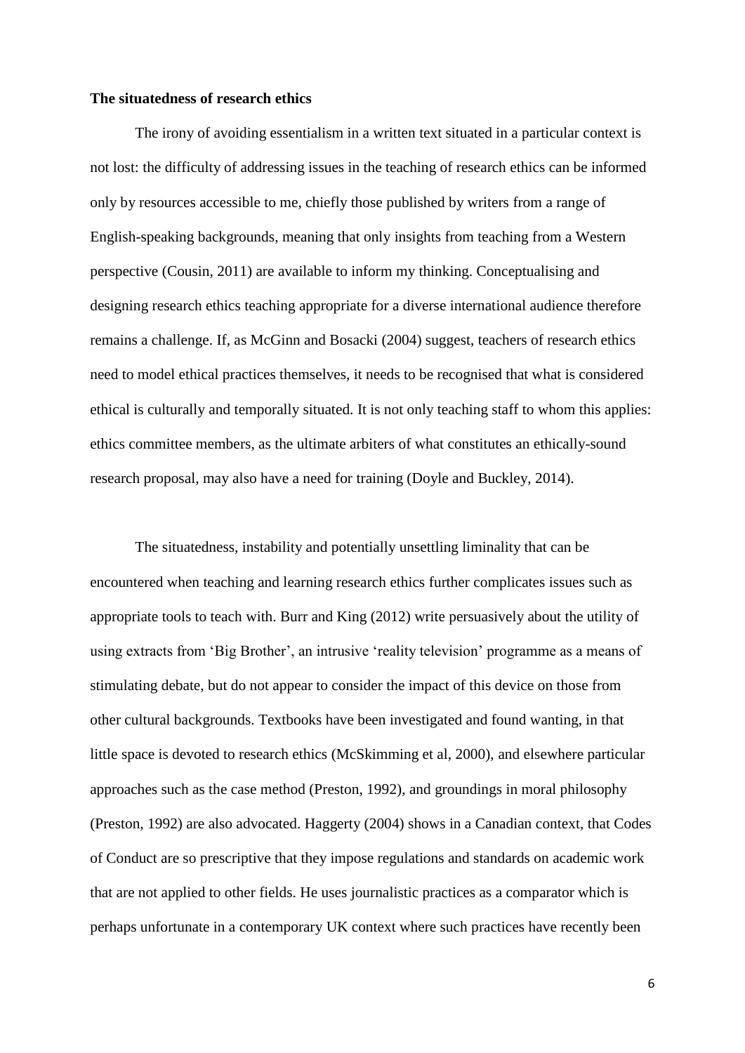**The situatedness of research ethics**

The irony of avoiding essentialism in a written text situated in a particular context is not lost: the difficulty of addressing issues in the teaching of research ethics can be informed only by resources accessible to me, chiefly those published by writers from a range of English-speaking backgrounds, meaning that only insights from teaching from a Western perspective (Cousin, 2011) are available to inform my thinking. Conceptualising and designing research ethics teaching appropriate for a diverse international audience therefore remains a challenge. If, as McGinn and Bosacki (2004) suggest, teachers of research ethics need to model ethical practices themselves, it needs to be recognised that what is considered ethical is culturally and temporally situated. It is not only teaching staff to whom this applies: ethics committee members, as the ultimate arbiters of what constitutes an ethically-sound research proposal, may also have a need for training (Doyle and Buckley, 2014).

The situatedness, instability and potentially unsettling liminality that can be encountered when teaching and learning research ethics further complicates issues such as appropriate tools to teach with. Burr and King (2012) write persuasively about the utility of using extracts from 'Big Brother', an intrusive 'reality television' programme as a means of stimulating debate, but do not appear to consider the impact of this device on those from other cultural backgrounds. Textbooks have been investigated and found wanting, in that little space is devoted to research ethics (McSkimming et al, 2000), and elsewhere particular approaches such as the case method (Preston, 1992), and groundings in moral philosophy (Preston, 1992) are also advocated. Haggerty (2004) shows in a Canadian context, that Codes of Conduct are so prescriptive that they impose regulations and standards on academic work that are not applied to other fields. He uses journalistic practices as a comparator which is perhaps unfortunate in a contemporary UK context where such practices have recently been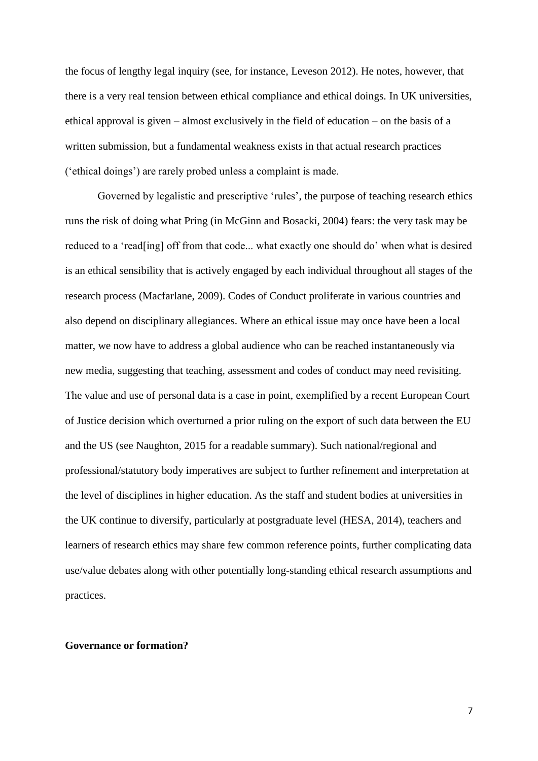the focus of lengthy legal inquiry (see, for instance, Leveson 2012). He notes, however, that there is a very real tension between ethical compliance and ethical doings. In UK universities, ethical approval is given – almost exclusively in the field of education – on the basis of a written submission, but a fundamental weakness exists in that actual research practices ('ethical doings') are rarely probed unless a complaint is made.

Governed by legalistic and prescriptive 'rules', the purpose of teaching research ethics runs the risk of doing what Pring (in McGinn and Bosacki, 2004) fears: the very task may be reduced to a 'read[ing] off from that code... what exactly one should do' when what is desired is an ethical sensibility that is actively engaged by each individual throughout all stages of the research process (Macfarlane, 2009). Codes of Conduct proliferate in various countries and also depend on disciplinary allegiances. Where an ethical issue may once have been a local matter, we now have to address a global audience who can be reached instantaneously via new media, suggesting that teaching, assessment and codes of conduct may need revisiting. The value and use of personal data is a case in point, exemplified by a recent European Court of Justice decision which overturned a prior ruling on the export of such data between the EU and the US (see Naughton, 2015 for a readable summary). Such national/regional and professional/statutory body imperatives are subject to further refinement and interpretation at the level of disciplines in higher education. As the staff and student bodies at universities in the UK continue to diversify, particularly at postgraduate level (HESA, 2014), teachers and learners of research ethics may share few common reference points, further complicating data use/value debates along with other potentially long-standing ethical research assumptions and practices.

**Governance or formation?**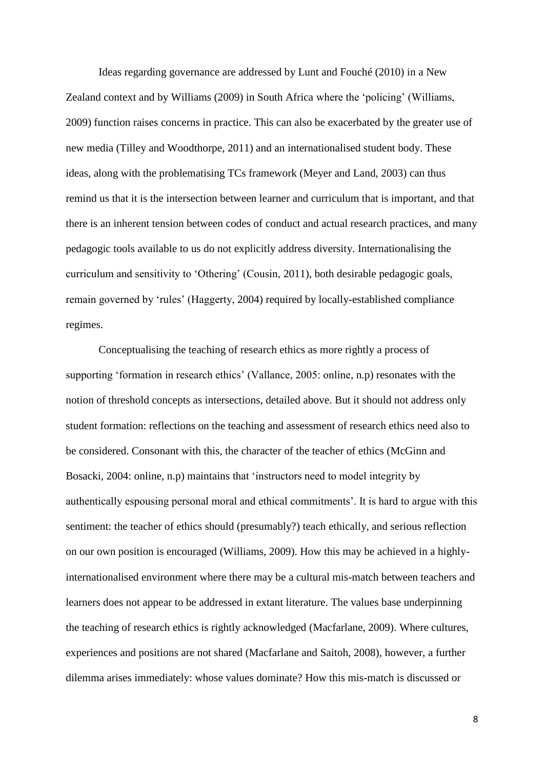Ideas regarding governance are addressed by Lunt and Fouché (2010) in a New Zealand context and by Williams (2009) in South Africa where the 'policing' (Williams, 2009) function raises concerns in practice. This can also be exacerbated by the greater use of new media (Tilley and Woodthorpe, 2011) and an internationalised student body. These ideas, along with the problematising TCs framework (Meyer and Land, 2003) can thus remind us that it is the intersection between learner and curriculum that is important, and that there is an inherent tension between codes of conduct and actual research practices, and many pedagogic tools available to us do not explicitly address diversity. Internationalising the curriculum and sensitivity to 'Othering' (Cousin, 2011), both desirable pedagogic goals, remain governed by 'rules' (Haggerty, 2004) required by locally-established compliance regimes.

Conceptualising the teaching of research ethics as more rightly a process of supporting 'formation in research ethics' (Vallance, 2005: online, n.p) resonates with the notion of threshold concepts as intersections, detailed above. But it should not address only student formation: reflections on the teaching and assessment of research ethics need also to be considered. Consonant with this, the character of the teacher of ethics (McGinn and Bosacki, 2004: online, n.p) maintains that 'instructors need to model integrity by authentically espousing personal moral and ethical commitments'. It is hard to argue with this sentiment: the teacher of ethics should (presumably?) teach ethically, and serious reflection on our own position is encouraged (Williams, 2009). How this may be achieved in a highly-internationalised environment where there may be a cultural mis-match between teachers and learners does not appear to be addressed in extant literature. The values base underpinning the teaching of research ethics is rightly acknowledged (Macfarlane, 2009). Where cultures, experiences and positions are not shared (Macfarlane and Saitoh, 2008), however, a further dilemma arises immediately: whose values dominate? How this mis-match is discussed or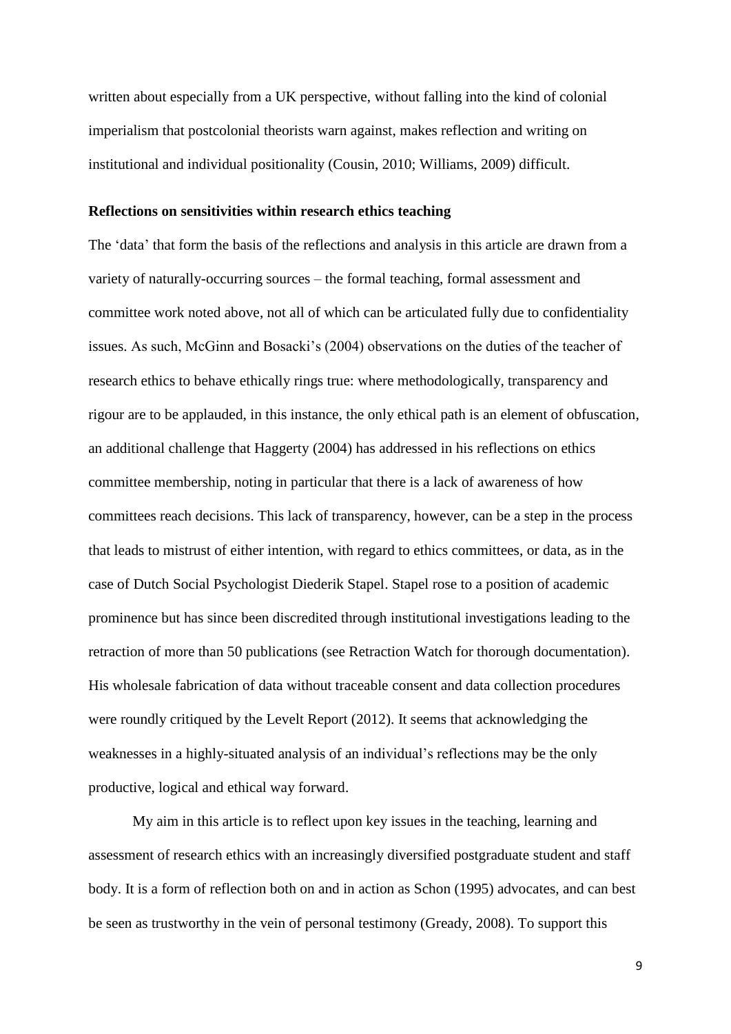written about especially from a UK perspective, without falling into the kind of colonial imperialism that postcolonial theorists warn against, makes reflection and writing on institutional and individual positionality (Cousin, 2010; Williams, 2009) difficult.

**Reflections on sensitivities within research ethics teaching**

The 'data' that form the basis of the reflections and analysis in this article are drawn from a variety of naturally-occurring sources – the formal teaching, formal assessment and committee work noted above, not all of which can be articulated fully due to confidentiality issues. As such, McGinn and Bosacki's (2004) observations on the duties of the teacher of research ethics to behave ethically rings true: where methodologically, transparency and rigour are to be applauded, in this instance, the only ethical path is an element of obfuscation, an additional challenge that Haggerty (2004) has addressed in his reflections on ethics committee membership, noting in particular that there is a lack of awareness of how committees reach decisions. This lack of transparency, however, can be a step in the process that leads to mistrust of either intention, with regard to ethics committees, or data, as in the case of Dutch Social Psychologist Diederik Stapel. Stapel rose to a position of academic prominence but has since been discredited through institutional investigations leading to the retraction of more than 50 publications (see Retraction Watch for thorough documentation). His wholesale fabrication of data without traceable consent and data collection procedures were roundly critiqued by the Levelt Report (2012). It seems that acknowledging the weaknesses in a highly-situated analysis of an individual's reflections may be the only productive, logical and ethical way forward.

My aim in this article is to reflect upon key issues in the teaching, learning and assessment of research ethics with an increasingly diversified postgraduate student and staff body. It is a form of reflection both on and in action as Schon (1995) advocates, and can best be seen as trustworthy in the vein of personal testimony (Gready, 2008). To support this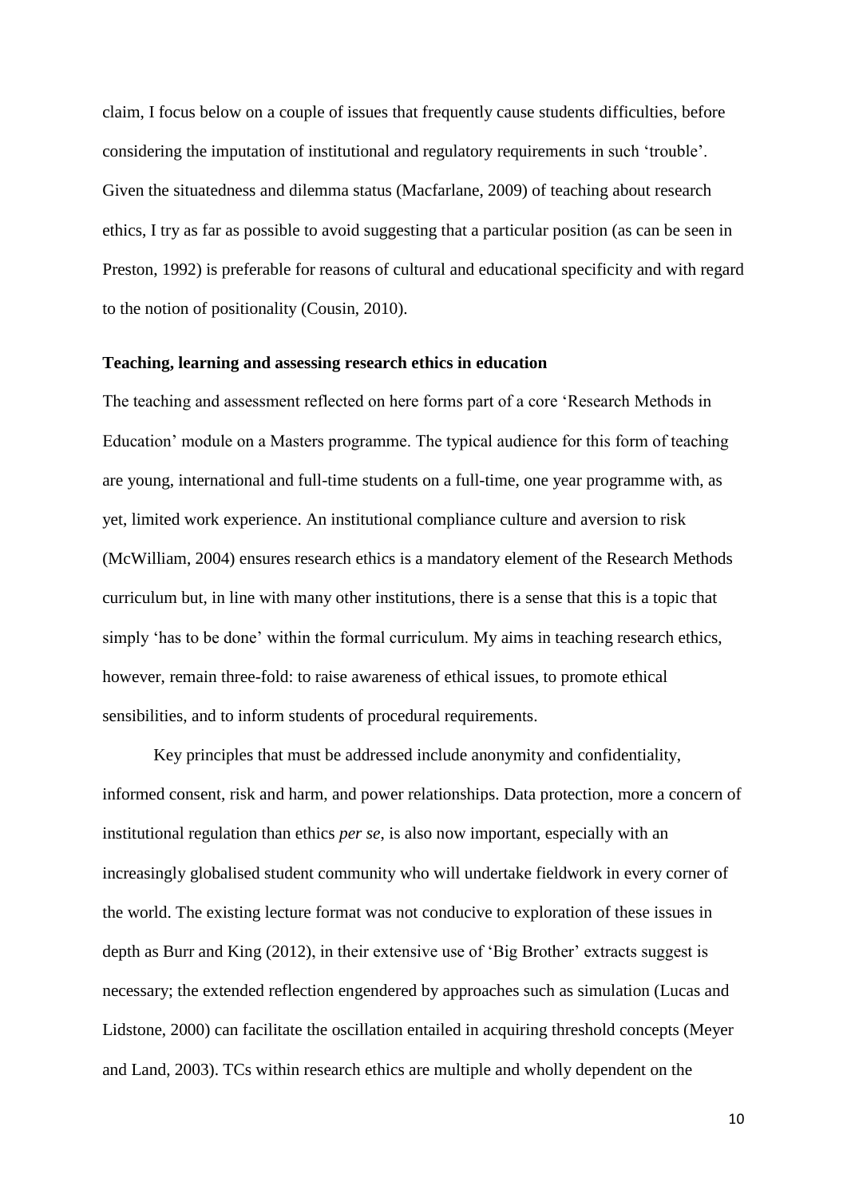claim, I focus below on a couple of issues that frequently cause students difficulties, before considering the imputation of institutional and regulatory requirements in such 'trouble'. Given the situatedness and dilemma status (Macfarlane, 2009) of teaching about research ethics, I try as far as possible to avoid suggesting that a particular position (as can be seen in Preston, 1992) is preferable for reasons of cultural and educational specificity and with regard to the notion of positionality (Cousin, 2010).

**Teaching, learning and assessing research ethics in education**

The teaching and assessment reflected on here forms part of a core 'Research Methods in Education' module on a Masters programme. The typical audience for this form of teaching are young, international and full-time students on a full-time, one year programme with, as yet, limited work experience. An institutional compliance culture and aversion to risk (McWilliam, 2004) ensures research ethics is a mandatory element of the Research Methods curriculum but, in line with many other institutions, there is a sense that this is a topic that simply 'has to be done' within the formal curriculum. My aims in teaching research ethics, however, remain three-fold: to raise awareness of ethical issues, to promote ethical sensibilities, and to inform students of procedural requirements.

Key principles that must be addressed include anonymity and confidentiality, informed consent, risk and harm, and power relationships. Data protection, more a concern of institutional regulation than ethics *per se*, is also now important, especially with an increasingly globalised student community who will undertake fieldwork in every corner of the world. The existing lecture format was not conducive to exploration of these issues in depth as Burr and King (2012), in their extensive use of 'Big Brother' extracts suggest is necessary; the extended reflection engendered by approaches such as simulation (Lucas and Lidstone, 2000) can facilitate the oscillation entailed in acquiring threshold concepts (Meyer and Land, 2003). TCs within research ethics are multiple and wholly dependent on the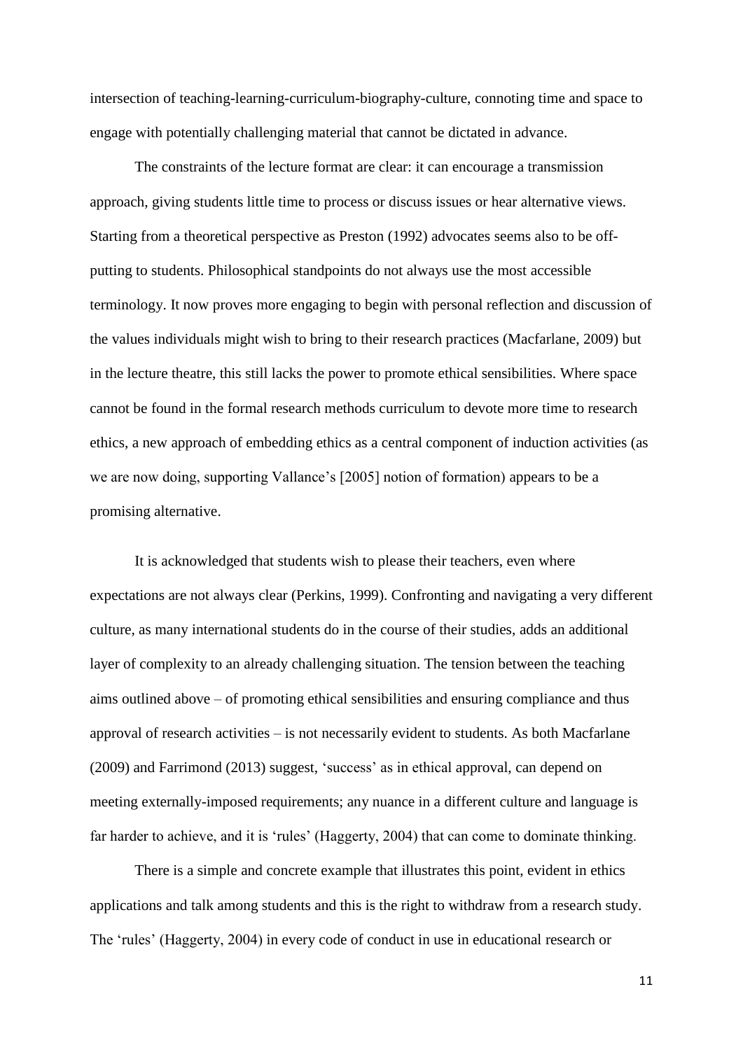intersection of teaching-learning-curriculum-biography-culture, connoting time and space to engage with potentially challenging material that cannot be dictated in advance.

The constraints of the lecture format are clear: it can encourage a transmission approach, giving students little time to process or discuss issues or hear alternative views. Starting from a theoretical perspective as Preston (1992) advocates seems also to be off-putting to students. Philosophical standpoints do not always use the most accessible terminology. It now proves more engaging to begin with personal reflection and discussion of the values individuals might wish to bring to their research practices (Macfarlane, 2009) but in the lecture theatre, this still lacks the power to promote ethical sensibilities. Where space cannot be found in the formal research methods curriculum to devote more time to research ethics, a new approach of embedding ethics as a central component of induction activities (as we are now doing, supporting Vallance's [2005] notion of formation) appears to be a promising alternative.

It is acknowledged that students wish to please their teachers, even where expectations are not always clear (Perkins, 1999). Confronting and navigating a very different culture, as many international students do in the course of their studies, adds an additional layer of complexity to an already challenging situation. The tension between the teaching aims outlined above – of promoting ethical sensibilities and ensuring compliance and thus approval of research activities – is not necessarily evident to students. As both Macfarlane (2009) and Farrimond (2013) suggest, 'success' as in ethical approval, can depend on meeting externally-imposed requirements; any nuance in a different culture and language is far harder to achieve, and it is 'rules' (Haggerty, 2004) that can come to dominate thinking.

There is a simple and concrete example that illustrates this point, evident in ethics applications and talk among students and this is the right to withdraw from a research study. The 'rules' (Haggerty, 2004) in every code of conduct in use in educational research or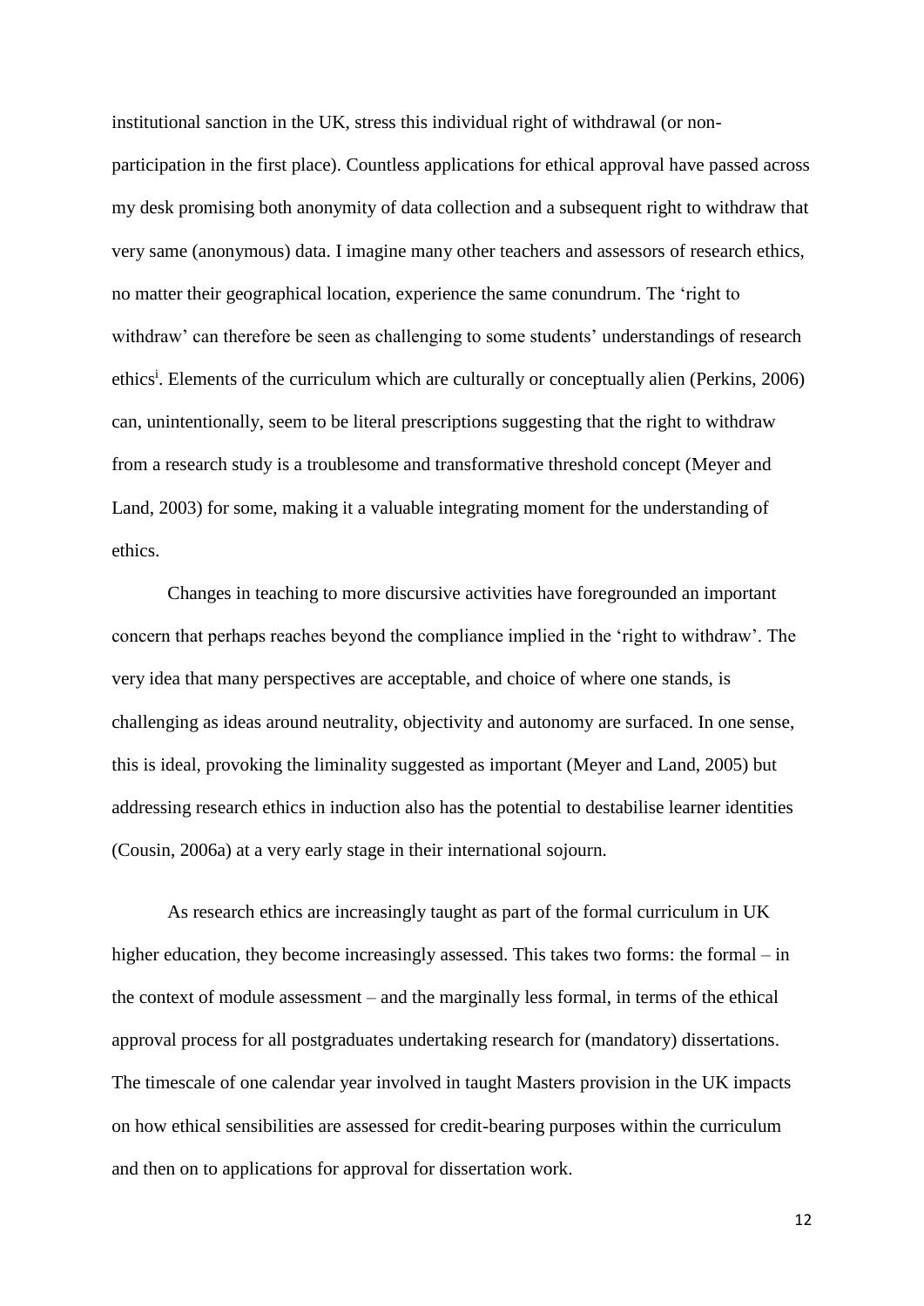institutional sanction in the UK, stress this individual right of withdrawal (or non-participation in the first place). Countless applications for ethical approval have passed across my desk promising both anonymity of data collection and a subsequent right to withdraw that very same (anonymous) data. I imagine many other teachers and assessors of research ethics, no matter their geographical location, experience the same conundrum. The 'right to withdraw' can therefore be seen as challenging to some students' understandings of research ethics[i]. Elements of the curriculum which are culturally or conceptually alien (Perkins, 2006) can, unintentionally, seem to be literal prescriptions suggesting that the right to withdraw from a research study is a troublesome and transformative threshold concept (Meyer and Land, 2003) for some, making it a valuable integrating moment for the understanding of ethics.

Changes in teaching to more discursive activities have foregrounded an important concern that perhaps reaches beyond the compliance implied in the 'right to withdraw'. The very idea that many perspectives are acceptable, and choice of where one stands, is challenging as ideas around neutrality, objectivity and autonomy are surfaced. In one sense, this is ideal, provoking the liminality suggested as important (Meyer and Land, 2005) but addressing research ethics in induction also has the potential to destabilise learner identities (Cousin, 2006a) at a very early stage in their international sojourn.

As research ethics are increasingly taught as part of the formal curriculum in UK higher education, they become increasingly assessed. This takes two forms: the formal – in the context of module assessment – and the marginally less formal, in terms of the ethical approval process for all postgraduates undertaking research for (mandatory) dissertations. The timescale of one calendar year involved in taught Masters provision in the UK impacts on how ethical sensibilities are assessed for credit-bearing purposes within the curriculum and then on to applications for approval for dissertation work.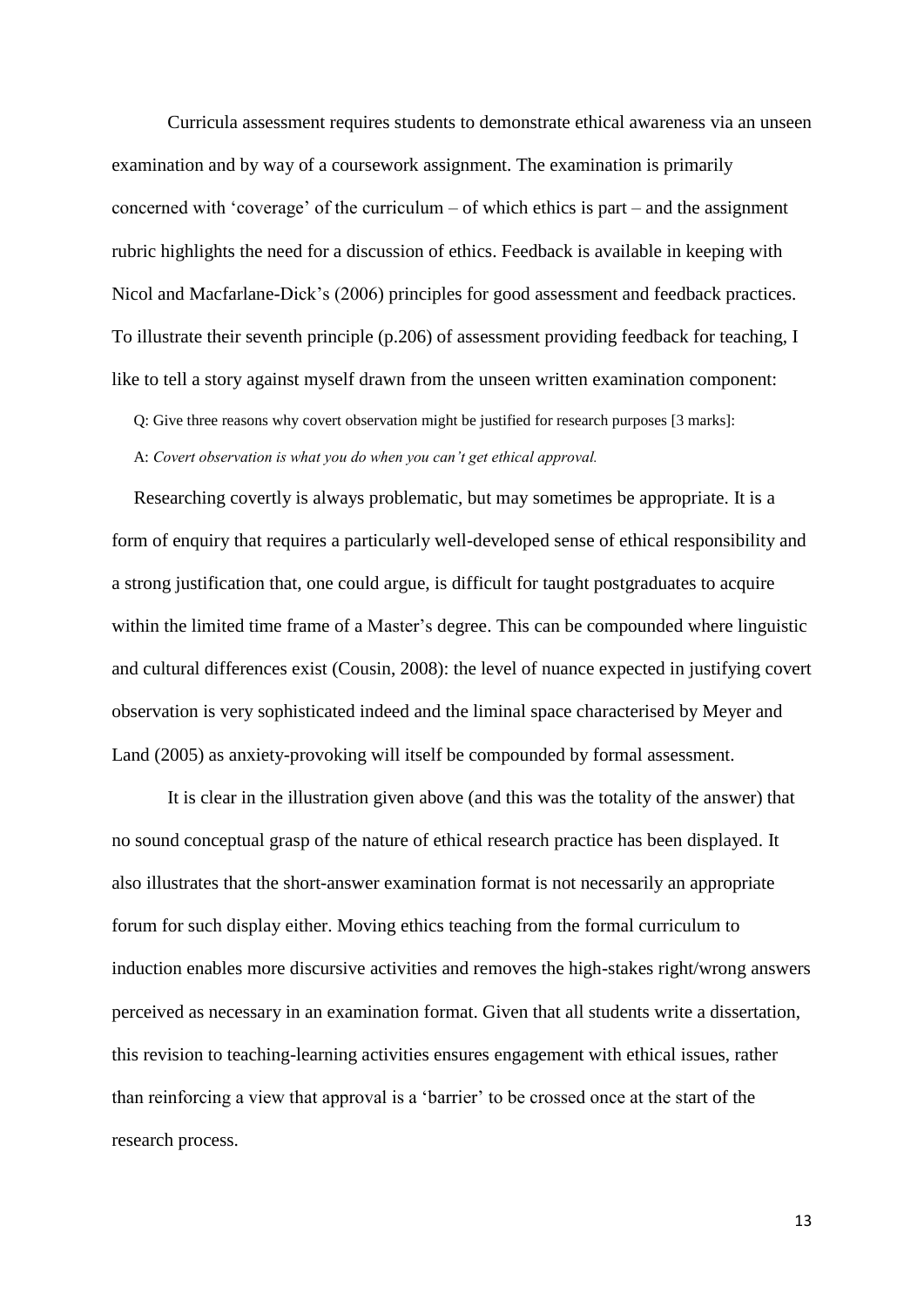Curricula assessment requires students to demonstrate ethical awareness via an unseen examination and by way of a coursework assignment. The examination is primarily concerned with 'coverage' of the curriculum – of which ethics is part – and the assignment rubric highlights the need for a discussion of ethics. Feedback is available in keeping with Nicol and Macfarlane-Dick's (2006) principles for good assessment and feedback practices. To illustrate their seventh principle (p.206) of assessment providing feedback for teaching, I like to tell a story against myself drawn from the unseen written examination component:

Q: Give three reasons why covert observation might be justified for research purposes [3 marks]:

A: *Covert observation is what you do when you can't get ethical approval.*

Researching covertly is always problematic, but may sometimes be appropriate. It is a form of enquiry that requires a particularly well-developed sense of ethical responsibility and a strong justification that, one could argue, is difficult for taught postgraduates to acquire within the limited time frame of a Master's degree. This can be compounded where linguistic and cultural differences exist (Cousin, 2008): the level of nuance expected in justifying covert observation is very sophisticated indeed and the liminal space characterised by Meyer and Land (2005) as anxiety-provoking will itself be compounded by formal assessment.

It is clear in the illustration given above (and this was the totality of the answer) that no sound conceptual grasp of the nature of ethical research practice has been displayed. It also illustrates that the short-answer examination format is not necessarily an appropriate forum for such display either. Moving ethics teaching from the formal curriculum to induction enables more discursive activities and removes the high-stakes right/wrong answers perceived as necessary in an examination format. Given that all students write a dissertation, this revision to teaching-learning activities ensures engagement with ethical issues, rather than reinforcing a view that approval is a 'barrier' to be crossed once at the start of the research process.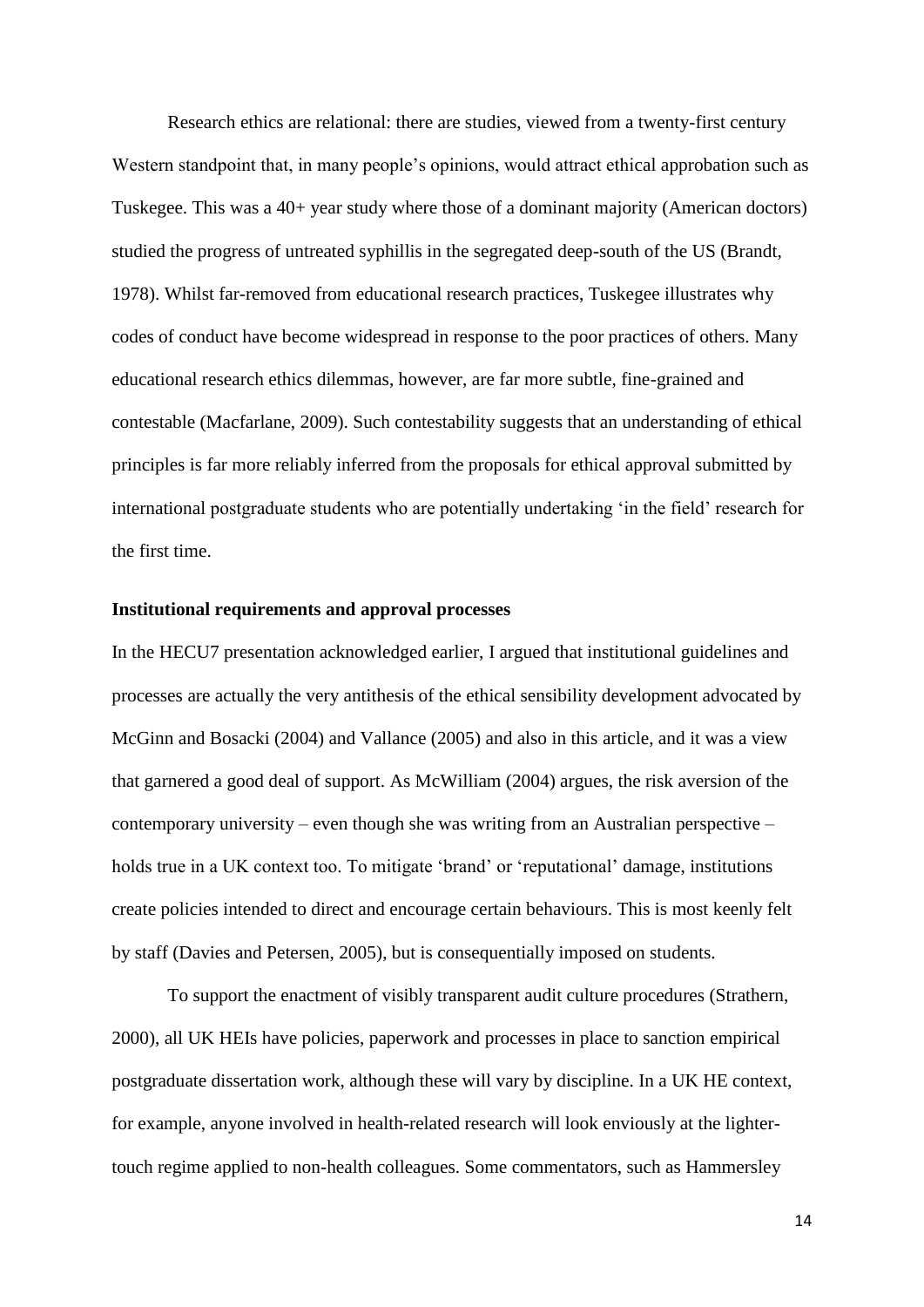Research ethics are relational: there are studies, viewed from a twenty-first century Western standpoint that, in many people's opinions, would attract ethical approbation such as Tuskegee. This was a 40+ year study where those of a dominant majority (American doctors) studied the progress of untreated syphillis in the segregated deep-south of the US (Brandt, 1978). Whilst far-removed from educational research practices, Tuskegee illustrates why codes of conduct have become widespread in response to the poor practices of others. Many educational research ethics dilemmas, however, are far more subtle, fine-grained and contestable (Macfarlane, 2009). Such contestability suggests that an understanding of ethical principles is far more reliably inferred from the proposals for ethical approval submitted by international postgraduate students who are potentially undertaking 'in the field' research for the first time.

**Institutional requirements and approval processes**

In the HECU7 presentation acknowledged earlier, I argued that institutional guidelines and processes are actually the very antithesis of the ethical sensibility development advocated by McGinn and Bosacki (2004) and Vallance (2005) and also in this article, and it was a view that garnered a good deal of support. As McWilliam (2004) argues, the risk aversion of the contemporary university – even though she was writing from an Australian perspective – holds true in a UK context too. To mitigate 'brand' or 'reputational' damage, institutions create policies intended to direct and encourage certain behaviours. This is most keenly felt by staff (Davies and Petersen, 2005), but is consequentially imposed on students.

To support the enactment of visibly transparent audit culture procedures (Strathern, 2000), all UK HEIs have policies, paperwork and processes in place to sanction empirical postgraduate dissertation work, although these will vary by discipline. In a UK HE context, for example, anyone involved in health-related research will look enviously at the lighter-touch regime applied to non-health colleagues. Some commentators, such as Hammersley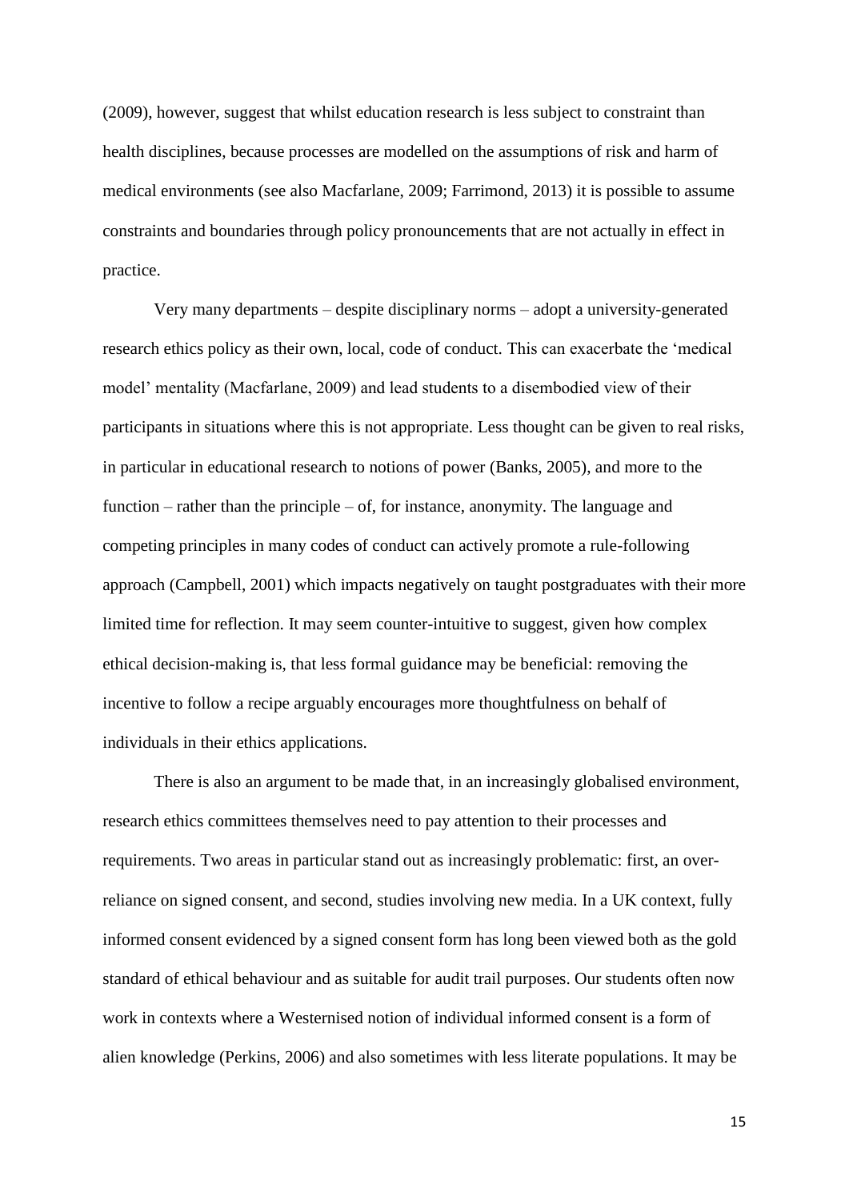(2009), however, suggest that whilst education research is less subject to constraint than health disciplines, because processes are modelled on the assumptions of risk and harm of medical environments (see also Macfarlane, 2009; Farrimond, 2013) it is possible to assume constraints and boundaries through policy pronouncements that are not actually in effect in practice.

Very many departments – despite disciplinary norms – adopt a university-generated research ethics policy as their own, local, code of conduct. This can exacerbate the 'medical model' mentality (Macfarlane, 2009) and lead students to a disembodied view of their participants in situations where this is not appropriate. Less thought can be given to real risks, in particular in educational research to notions of power (Banks, 2005), and more to the function – rather than the principle – of, for instance, anonymity. The language and competing principles in many codes of conduct can actively promote a rule-following approach (Campbell, 2001) which impacts negatively on taught postgraduates with their more limited time for reflection. It may seem counter-intuitive to suggest, given how complex ethical decision-making is, that less formal guidance may be beneficial: removing the incentive to follow a recipe arguably encourages more thoughtfulness on behalf of individuals in their ethics applications.

There is also an argument to be made that, in an increasingly globalised environment, research ethics committees themselves need to pay attention to their processes and requirements. Two areas in particular stand out as increasingly problematic: first, an over-reliance on signed consent, and second, studies involving new media. In a UK context, fully informed consent evidenced by a signed consent form has long been viewed both as the gold standard of ethical behaviour and as suitable for audit trail purposes. Our students often now work in contexts where a Westernised notion of individual informed consent is a form of alien knowledge (Perkins, 2006) and also sometimes with less literate populations. It may be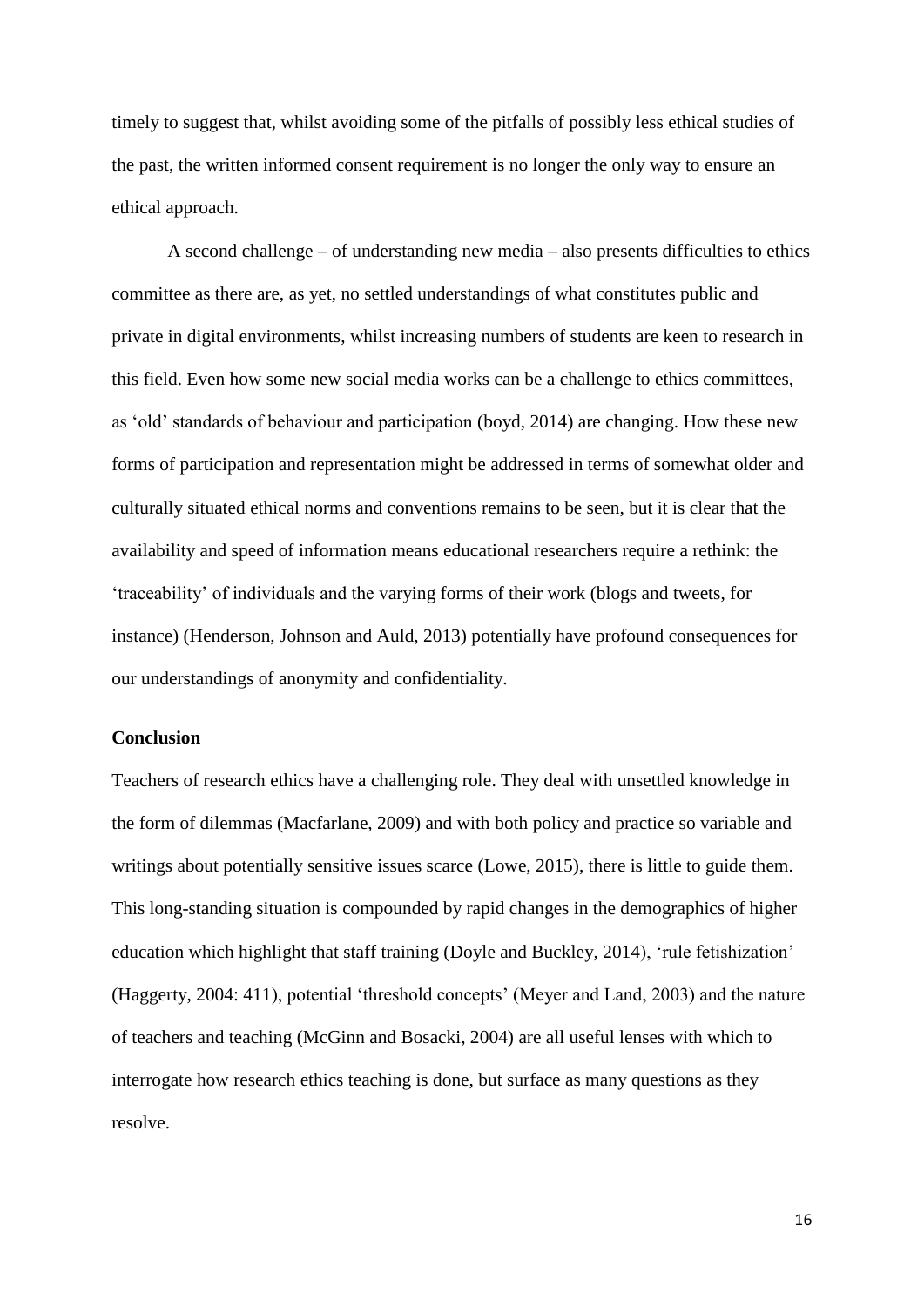timely to suggest that, whilst avoiding some of the pitfalls of possibly less ethical studies of the past, the written informed consent requirement is no longer the only way to ensure an ethical approach.

A second challenge – of understanding new media – also presents difficulties to ethics committee as there are, as yet, no settled understandings of what constitutes public and private in digital environments, whilst increasing numbers of students are keen to research in this field. Even how some new social media works can be a challenge to ethics committees, as 'old' standards of behaviour and participation (boyd, 2014) are changing. How these new forms of participation and representation might be addressed in terms of somewhat older and culturally situated ethical norms and conventions remains to be seen, but it is clear that the availability and speed of information means educational researchers require a rethink: the 'traceability' of individuals and the varying forms of their work (blogs and tweets, for instance) (Henderson, Johnson and Auld, 2013) potentially have profound consequences for our understandings of anonymity and confidentiality.

**Conclusion**

Teachers of research ethics have a challenging role. They deal with unsettled knowledge in the form of dilemmas (Macfarlane, 2009) and with both policy and practice so variable and writings about potentially sensitive issues scarce (Lowe, 2015), there is little to guide them. This long-standing situation is compounded by rapid changes in the demographics of higher education which highlight that staff training (Doyle and Buckley, 2014), 'rule fetishization' (Haggerty, 2004: 411), potential 'threshold concepts' (Meyer and Land, 2003) and the nature of teachers and teaching (McGinn and Bosacki, 2004) are all useful lenses with which to interrogate how research ethics teaching is done, but surface as many questions as they resolve.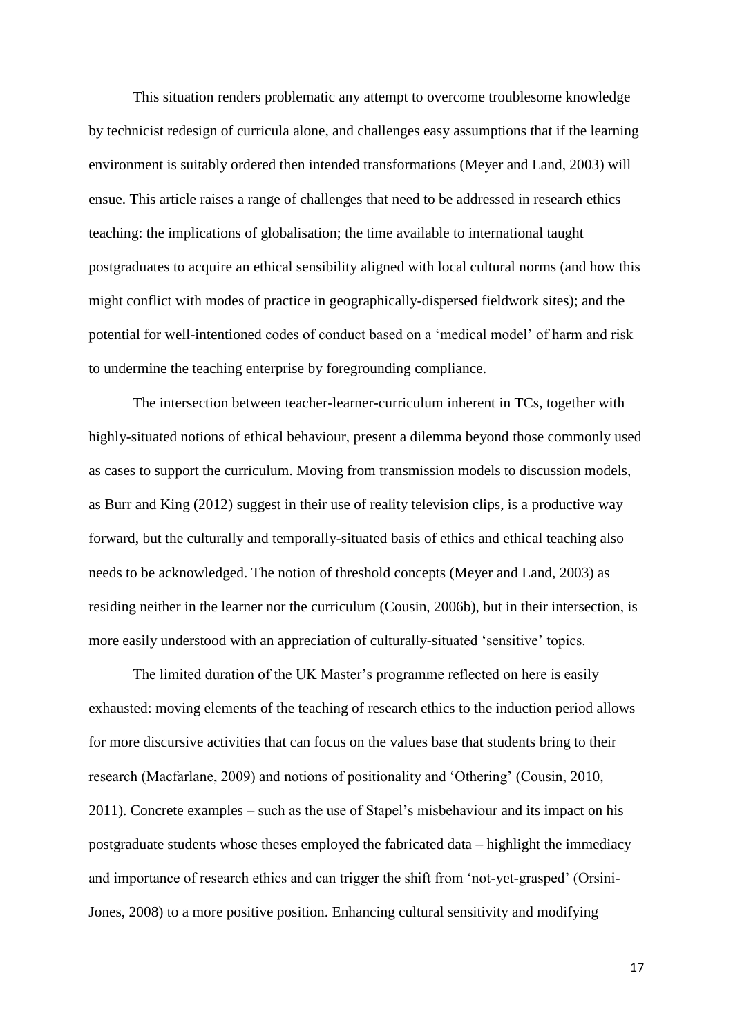This situation renders problematic any attempt to overcome troublesome knowledge by technicist redesign of curricula alone, and challenges easy assumptions that if the learning environment is suitably ordered then intended transformations (Meyer and Land, 2003) will ensue. This article raises a range of challenges that need to be addressed in research ethics teaching: the implications of globalisation; the time available to international taught postgraduates to acquire an ethical sensibility aligned with local cultural norms (and how this might conflict with modes of practice in geographically-dispersed fieldwork sites); and the potential for well-intentioned codes of conduct based on a 'medical model' of harm and risk to undermine the teaching enterprise by foregrounding compliance.

The intersection between teacher-learner-curriculum inherent in TCs, together with highly-situated notions of ethical behaviour, present a dilemma beyond those commonly used as cases to support the curriculum. Moving from transmission models to discussion models, as Burr and King (2012) suggest in their use of reality television clips, is a productive way forward, but the culturally and temporally-situated basis of ethics and ethical teaching also needs to be acknowledged. The notion of threshold concepts (Meyer and Land, 2003) as residing neither in the learner nor the curriculum (Cousin, 2006b), but in their intersection, is more easily understood with an appreciation of culturally-situated 'sensitive' topics.

The limited duration of the UK Master's programme reflected on here is easily exhausted: moving elements of the teaching of research ethics to the induction period allows for more discursive activities that can focus on the values base that students bring to their research (Macfarlane, 2009) and notions of positionality and 'Othering' (Cousin, 2010, 2011). Concrete examples – such as the use of Stapel's misbehaviour and its impact on his postgraduate students whose theses employed the fabricated data – highlight the immediacy and importance of research ethics and can trigger the shift from 'not-yet-grasped' (Orsini-Jones, 2008) to a more positive position. Enhancing cultural sensitivity and modifying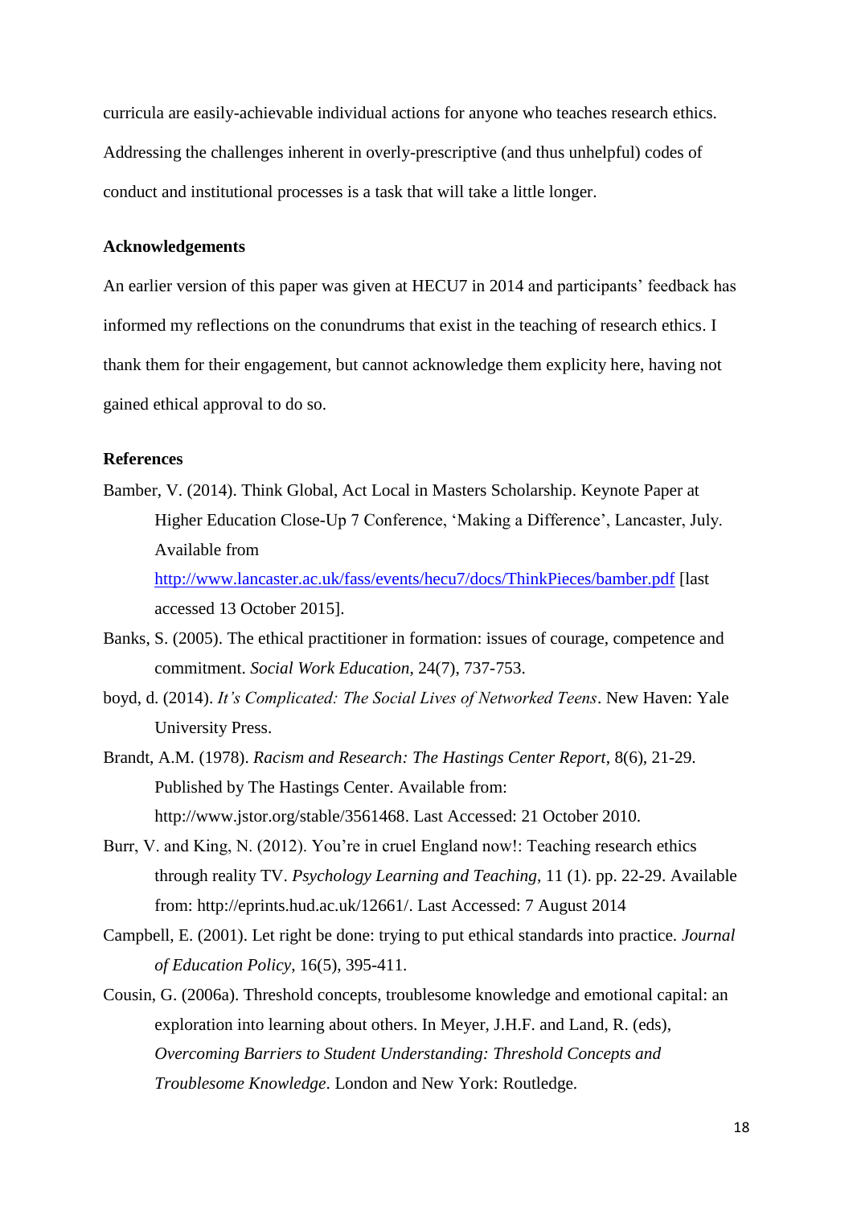curricula are easily-achievable individual actions for anyone who teaches research ethics. Addressing the challenges inherent in overly-prescriptive (and thus unhelpful) codes of conduct and institutional processes is a task that will take a little longer.

## Acknowledgements

An earlier version of this paper was given at HECU7 in 2014 and participants' feedback has informed my reflections on the conundrums that exist in the teaching of research ethics. I thank them for their engagement, but cannot acknowledge them explicity here, having not gained ethical approval to do so.

## References

Bamber, V. (2014). Think Global, Act Local in Masters Scholarship. Keynote Paper at Higher Education Close-Up 7 Conference, 'Making a Difference', Lancaster, July. Available from http://www.lancaster.ac.uk/fass/events/hecu7/docs/ThinkPieces/bamber.pdf [last accessed 13 October 2015].

Banks, S. (2005). The ethical practitioner in formation: issues of courage, competence and commitment. *Social Work Education*, 24(7), 737-753.

boyd, d. (2014). *It's Complicated: The Social Lives of Networked Teens*. New Haven: Yale University Press.

Brandt, A.M. (1978). *Racism and Research: The Hastings Center Report*, 8(6), 21-29. Published by The Hastings Center. Available from: http://www.jstor.org/stable/3561468. Last Accessed: 21 October 2010.

Burr, V. and King, N. (2012). You're in cruel England now!: Teaching research ethics through reality TV. *Psychology Learning and Teaching*, 11 (1). pp. 22-29. Available from: http://eprints.hud.ac.uk/12661/. Last Accessed: 7 August 2014

Campbell, E. (2001). Let right be done: trying to put ethical standards into practice. *Journal of Education Policy*, 16(5), 395-411.

Cousin, G. (2006a). Threshold concepts, troublesome knowledge and emotional capital: an exploration into learning about others. In Meyer, J.H.F. and Land, R. (eds), *Overcoming Barriers to Student Understanding: Threshold Concepts and Troublesome Knowledge*. London and New York: Routledge.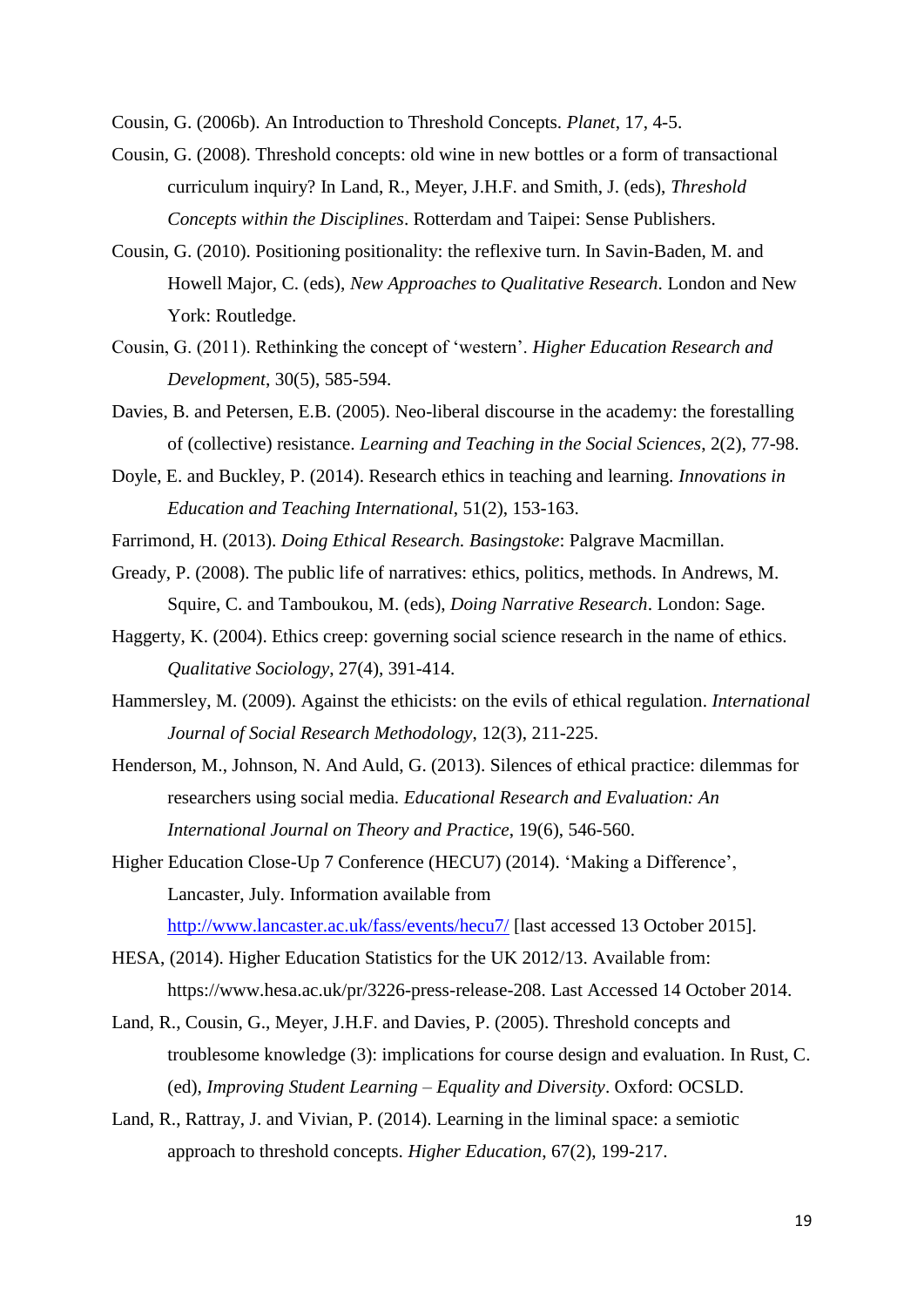Cousin, G. (2006b). An Introduction to Threshold Concepts. *Planet*, 17, 4-5.

Cousin, G. (2008). Threshold concepts: old wine in new bottles or a form of transactional curriculum inquiry? In Land, R., Meyer, J.H.F. and Smith, J. (eds), *Threshold Concepts within the Disciplines*. Rotterdam and Taipei: Sense Publishers.

Cousin, G. (2010). Positioning positionality: the reflexive turn. In Savin-Baden, M. and Howell Major, C. (eds), *New Approaches to Qualitative Research*. London and New York: Routledge.

Cousin, G. (2011). Rethinking the concept of 'western'. *Higher Education Research and Development*, 30(5), 585-594.

Davies, B. and Petersen, E.B. (2005). Neo-liberal discourse in the academy: the forestalling of (collective) resistance. *Learning and Teaching in the Social Sciences*, 2(2), 77-98.

Doyle, E. and Buckley, P. (2014). Research ethics in teaching and learning. *Innovations in Education and Teaching International*, 51(2), 153-163.

Farrimond, H. (2013). *Doing Ethical Research. Basingstoke*: Palgrave Macmillan.

Gready, P. (2008). The public life of narratives: ethics, politics, methods. In Andrews, M. Squire, C. and Tamboukou, M. (eds), *Doing Narrative Research*. London: Sage.

Haggerty, K. (2004). Ethics creep: governing social science research in the name of ethics. *Qualitative Sociology*, 27(4), 391-414.

Hammersley, M. (2009). Against the ethicists: on the evils of ethical regulation. *International Journal of Social Research Methodology*, 12(3), 211-225.

Henderson, M., Johnson, N. And Auld, G. (2013). Silences of ethical practice: dilemmas for researchers using social media. *Educational Research and Evaluation: An International Journal on Theory and Practice*, 19(6), 546-560.

Higher Education Close-Up 7 Conference (HECU7) (2014). 'Making a Difference', Lancaster, July. Information available from http://www.lancaster.ac.uk/fass/events/hecu7/ [last accessed 13 October 2015].

HESA, (2014). Higher Education Statistics for the UK 2012/13. Available from: https://www.hesa.ac.uk/pr/3226-press-release-208. Last Accessed 14 October 2014.

Land, R., Cousin, G., Meyer, J.H.F. and Davies, P. (2005). Threshold concepts and troublesome knowledge (3): implications for course design and evaluation. In Rust, C. (ed), *Improving Student Learning – Equality and Diversity*. Oxford: OCSLD.

Land, R., Rattray, J. and Vivian, P. (2014). Learning in the liminal space: a semiotic approach to threshold concepts. *Higher Education*, 67(2), 199-217.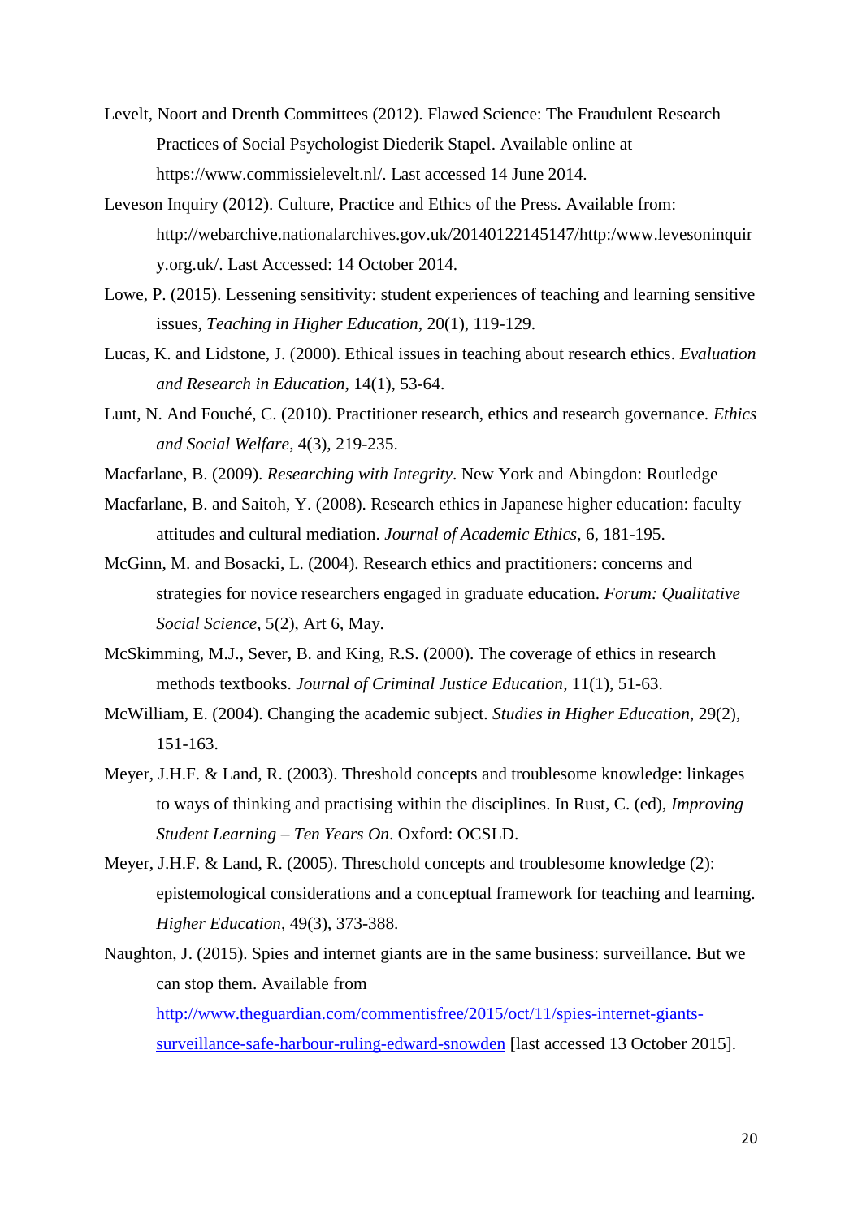Levelt, Noort and Drenth Committees (2012). Flawed Science: The Fraudulent Research Practices of Social Psychologist Diederik Stapel. Available online at https://www.commissielevelt.nl/. Last accessed 14 June 2014.

Leveson Inquiry (2012). Culture, Practice and Ethics of the Press. Available from: http://webarchive.nationalarchives.gov.uk/20140122145147/http:/www.levesoninquiry.org.uk/. Last Accessed: 14 October 2014.

Lowe, P. (2015). Lessening sensitivity: student experiences of teaching and learning sensitive issues, *Teaching in Higher Education*, 20(1), 119-129.

Lucas, K. and Lidstone, J. (2000). Ethical issues in teaching about research ethics. *Evaluation and Research in Education*, 14(1), 53-64.

Lunt, N. And Fouché, C. (2010). Practitioner research, ethics and research governance. *Ethics and Social Welfare*, 4(3), 219-235.

Macfarlane, B. (2009). *Researching with Integrity*. New York and Abingdon: Routledge

Macfarlane, B. and Saitoh, Y. (2008). Research ethics in Japanese higher education: faculty attitudes and cultural mediation. *Journal of Academic Ethics*, 6, 181-195.

McGinn, M. and Bosacki, L. (2004). Research ethics and practitioners: concerns and strategies for novice researchers engaged in graduate education. *Forum: Qualitative Social Science*, 5(2), Art 6, May.

McSkimming, M.J., Sever, B. and King, R.S. (2000). The coverage of ethics in research methods textbooks. *Journal of Criminal Justice Education*, 11(1), 51-63.

McWilliam, E. (2004). Changing the academic subject. *Studies in Higher Education*, 29(2), 151-163.

Meyer, J.H.F. & Land, R. (2003). Threshold concepts and troublesome knowledge: linkages to ways of thinking and practising within the disciplines. In Rust, C. (ed), *Improving Student Learning – Ten Years On*. Oxford: OCSLD.

Meyer, J.H.F. & Land, R. (2005). Threschold concepts and troublesome knowledge (2): epistemological considerations and a conceptual framework for teaching and learning. *Higher Education*, 49(3), 373-388.

Naughton, J. (2015). Spies and internet giants are in the same business: surveillance. But we can stop them. Available from [http://www.theguardian.com/commentisfree/2015/oct/11/spies-internet-giants-surveillance-safe-harbour-ruling-edward-snowden](http://www.theguardian.com/commentisfree/2015/oct/11/spies-internet-giants-surveillance-safe-harbour-ruling-edward-snowden) [last accessed 13 October 2015].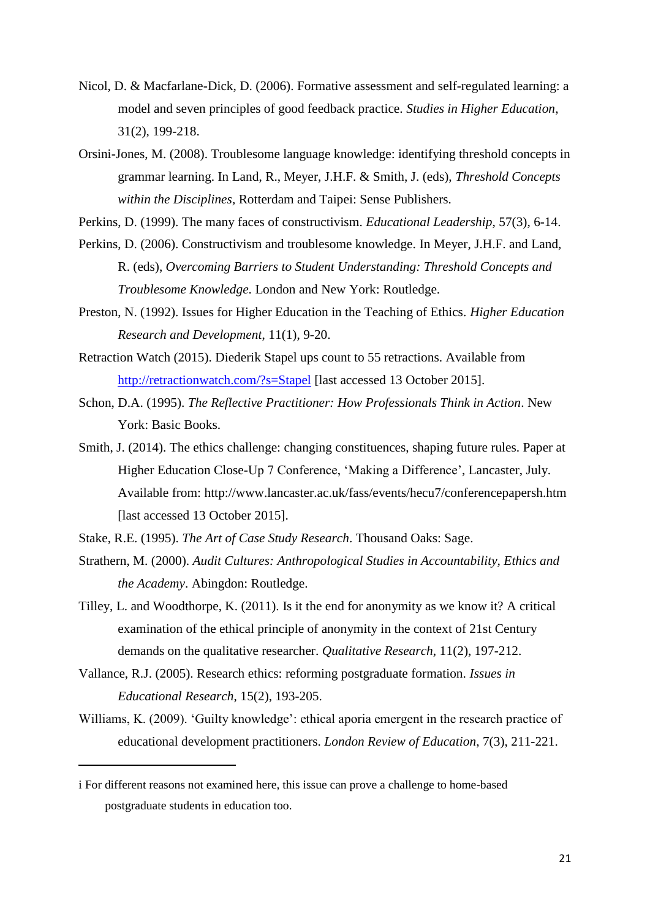Nicol, D. & Macfarlane-Dick, D. (2006). Formative assessment and self-regulated learning: a model and seven principles of good feedback practice. *Studies in Higher Education*, 31(2), 199-218.

Orsini-Jones, M. (2008). Troublesome language knowledge: identifying threshold concepts in grammar learning. In Land, R., Meyer, J.H.F. & Smith, J. (eds), *Threshold Concepts within the Disciplines,* Rotterdam and Taipei: Sense Publishers.

Perkins, D. (1999). The many faces of constructivism. *Educational Leadership*, 57(3), 6-14.

Perkins, D. (2006). Constructivism and troublesome knowledge. In Meyer, J.H.F. and Land, R. (eds), *Overcoming Barriers to Student Understanding: Threshold Concepts and Troublesome Knowledge*. London and New York: Routledge.

Preston, N. (1992). Issues for Higher Education in the Teaching of Ethics. *Higher Education Research and Development*, 11(1), 9-20.

Retraction Watch (2015). Diederik Stapel ups count to 55 retractions. Available from http://retractionwatch.com/?s=Stapel [last accessed 13 October 2015].

Schon, D.A. (1995). *The Reflective Practitioner: How Professionals Think in Action*. New York: Basic Books.

Smith, J. (2014). The ethics challenge: changing constituences, shaping future rules. Paper at Higher Education Close-Up 7 Conference, 'Making a Difference', Lancaster, July. Available from: http://www.lancaster.ac.uk/fass/events/hecu7/conferencepapersh.htm [last accessed 13 October 2015].

Stake, R.E. (1995). *The Art of Case Study Research*. Thousand Oaks: Sage.

Strathern, M. (2000). *Audit Cultures: Anthropological Studies in Accountability, Ethics and the Academy*. Abingdon: Routledge.

Tilley, L. and Woodthorpe, K. (2011). Is it the end for anonymity as we know it? A critical examination of the ethical principle of anonymity in the context of 21st Century demands on the qualitative researcher. *Qualitative Research*, 11(2), 197-212.

Vallance, R.J. (2005). Research ethics: reforming postgraduate formation. *Issues in Educational Research*, 15(2), 193-205.

Williams, K. (2009). 'Guilty knowledge': ethical aporia emergent in the research practice of educational development practitioners. *London Review of Education*, 7(3), 211-221.

---

i For different reasons not examined here, this issue can prove a challenge to home-based postgraduate students in education too.